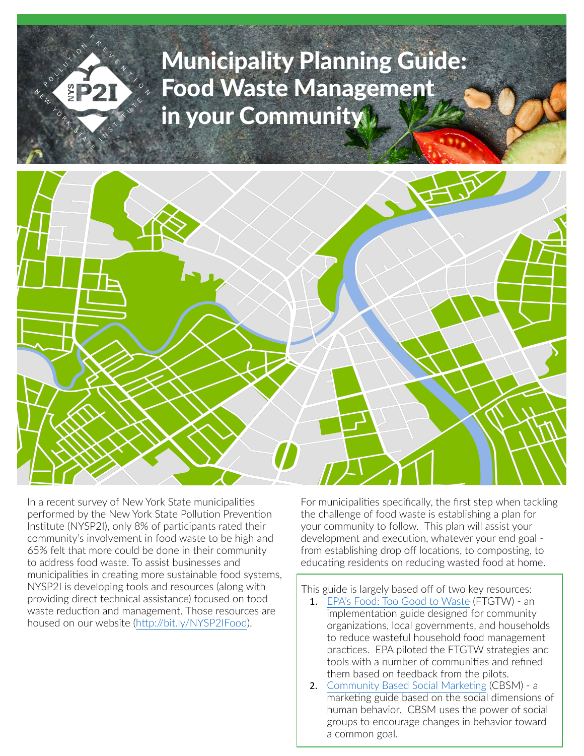# Municipality Planning Guide: Food Waste Management in your Community

In a recent survey of New York State municipalities performed by the New York State Pollution Prevention Institute (NYSP2I), only 8% of participants rated their community's involvement in food waste to be high and 65% felt that more could be done in their community to address food waste. To assist businesses and municipalities in creating more sustainable food systems, NYSP2I is developing tools and resources (along with providing direct technical assistance) focused on food waste reduction and management. Those resources are housed on our website (http://bit.ly/NYSP2IFood).

For municipalities specifically, the first step when tackling the challenge of food waste is establishing a plan for your community to follow. This plan will assist your development and execution, whatever your end goal - from establishing drop off locations, to composting, to educating residents on reducing wasted food at home.

This guide is largely based off of two key resources:

1. EPA's Food: Too Good to Waste (FTGTW) - an implementation guide designed for community organizations, local governments, and households to reduce wasteful household food management practices. EPA piloted the FTGTW strategies and tools with a number of communities and refined them based on feedback from the pilots.
2. Community Based Social Marketing (CBSM) - a marketing guide based on the social dimensions of human behavior. CBSM uses the power of social groups to encourage changes in behavior toward a common goal.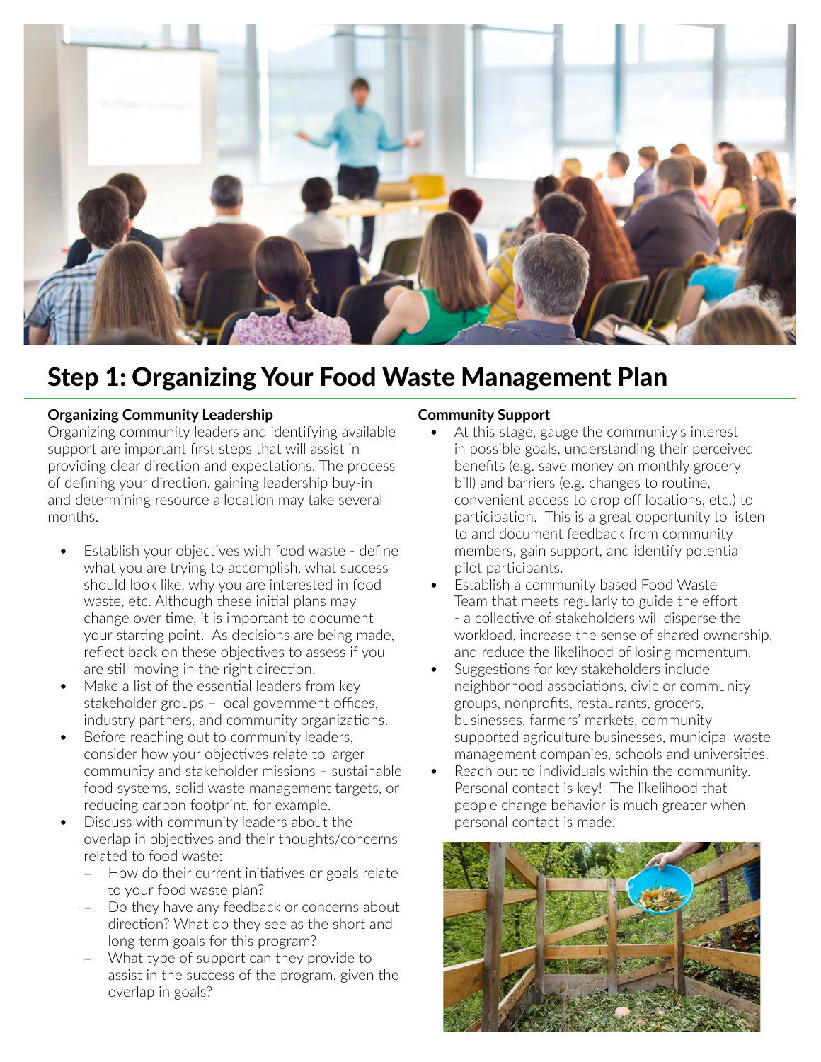# Step 1: Organizing Your Food Waste Management Plan

**Organizing Community Leadership**

Organizing community leaders and identifying available support are important first steps that will assist in providing clear direction and expectations. The process of defining your direction, gaining leadership buy-in and determining resource allocation may take several months.

- Establish your objectives with food waste - define what you are trying to accomplish, what success should look like, why you are interested in food waste, etc. Although these initial plans may change over time, it is important to document your starting point. As decisions are being made, reflect back on these objectives to assess if you are still moving in the right direction.
- Make a list of the essential leaders from key stakeholder groups – local government offices, industry partners, and community organizations.
- Before reaching out to community leaders, consider how your objectives relate to larger community and stakeholder missions – sustainable food systems, solid waste management targets, or reducing carbon footprint, for example.
- Discuss with community leaders about the overlap in objectives and their thoughts/concerns related to food waste:
  - How do their current initiatives or goals relate to your food waste plan?
  - Do they have any feedback or concerns about direction? What do they see as the short and long term goals for this program?
  - What type of support can they provide to assist in the success of the program, given the overlap in goals?

**Community Support**

- At this stage, gauge the community's interest in possible goals, understanding their perceived benefits (e.g. save money on monthly grocery bill) and barriers (e.g. changes to routine, convenient access to drop off locations, etc.) to participation. This is a great opportunity to listen to and document feedback from community members, gain support, and identify potential pilot participants.
- Establish a community based Food Waste Team that meets regularly to guide the effort - a collective of stakeholders will disperse the workload, increase the sense of shared ownership, and reduce the likelihood of losing momentum.
- Suggestions for key stakeholders include neighborhood associations, civic or community groups, nonprofits, restaurants, grocers, businesses, farmers' markets, community supported agriculture businesses, municipal waste management companies, schools and universities.
- Reach out to individuals within the community. Personal contact is key! The likelihood that people change behavior is much greater when personal contact is made.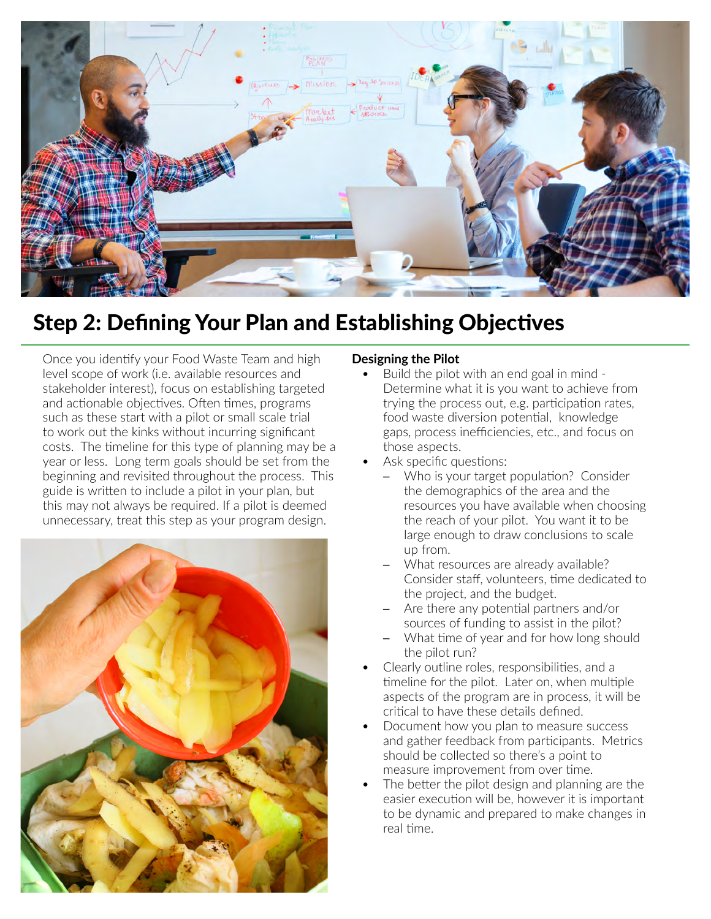# Step 2: Defining Your Plan and Establishing Objectives

Once you identify your Food Waste Team and high level scope of work (i.e. available resources and stakeholder interest), focus on establishing targeted and actionable objectives. Often times, programs such as these start with a pilot or small scale trial to work out the kinks without incurring significant costs. The timeline for this type of planning may be a year or less. Long term goals should be set from the beginning and revisited throughout the process. This guide is written to include a pilot in your plan, but this may not always be required. If a pilot is deemed unnecessary, treat this step as your program design.

**Designing the Pilot**

- Build the pilot with an end goal in mind - Determine what it is you want to achieve from trying the process out, e.g. participation rates, food waste diversion potential, knowledge gaps, process inefficiencies, etc., and focus on those aspects.
- Ask specific questions:
  - Who is your target population? Consider the demographics of the area and the resources you have available when choosing the reach of your pilot. You want it to be large enough to draw conclusions to scale up from.
  - What resources are already available? Consider staff, volunteers, time dedicated to the project, and the budget.
  - Are there any potential partners and/or sources of funding to assist in the pilot?
  - What time of year and for how long should the pilot run?
- Clearly outline roles, responsibilities, and a timeline for the pilot. Later on, when multiple aspects of the program are in process, it will be critical to have these details defined.
- Document how you plan to measure success and gather feedback from participants. Metrics should be collected so there's a point to measure improvement from over time.
- The better the pilot design and planning are the easier execution will be, however it is important to be dynamic and prepared to make changes in real time.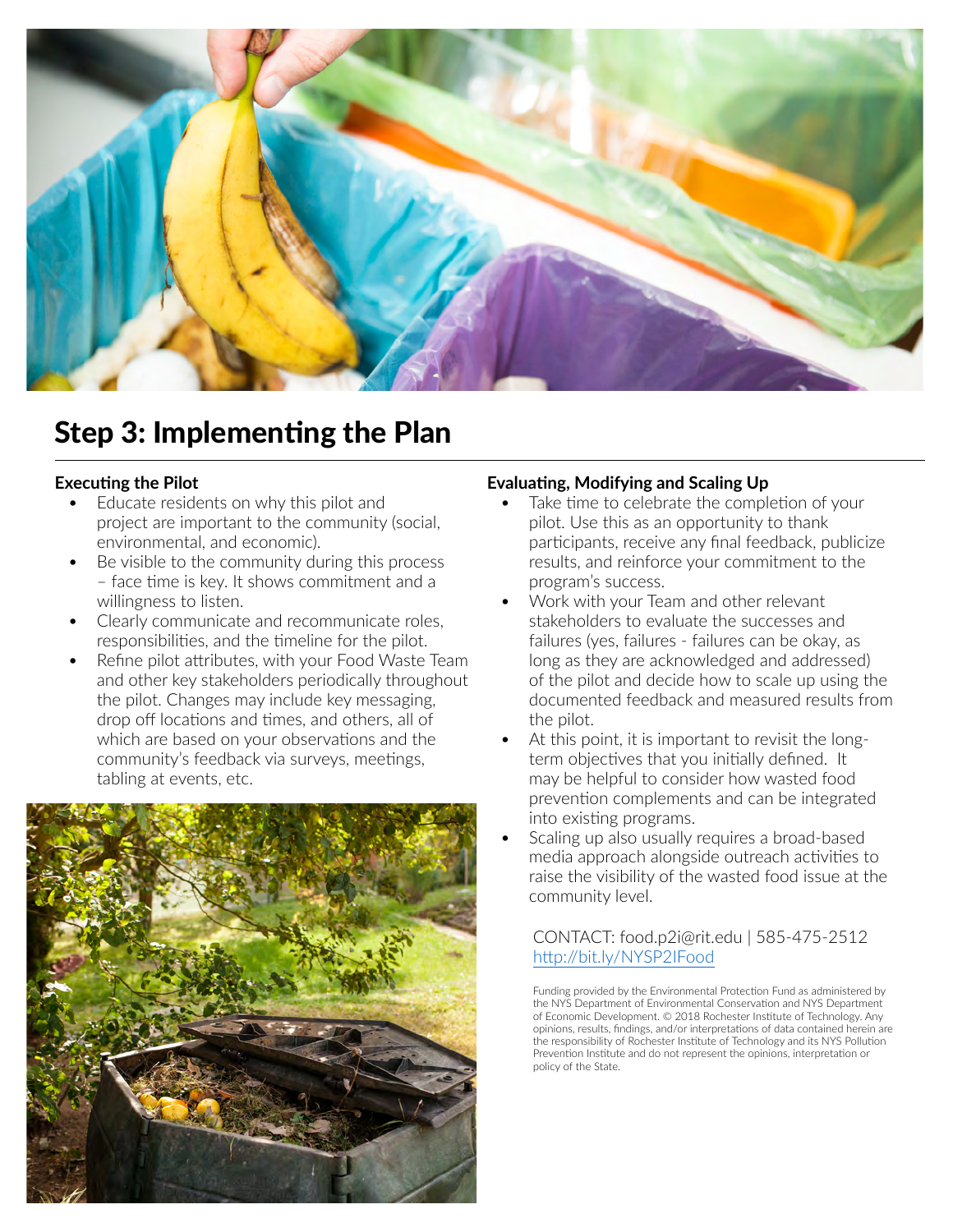# Step 3: Implementing the Plan

**Executing the Pilot**

- Educate residents on why this pilot and project are important to the community (social, environmental, and economic).
- Be visible to the community during this process – face time is key. It shows commitment and a willingness to listen.
- Clearly communicate and recommunicate roles, responsibilities, and the timeline for the pilot.
- Refine pilot attributes, with your Food Waste Team and other key stakeholders periodically throughout the pilot. Changes may include key messaging, drop off locations and times, and others, all of which are based on your observations and the community's feedback via surveys, meetings, tabling at events, etc.

**Evaluating, Modifying and Scaling Up**

- Take time to celebrate the completion of your pilot. Use this as an opportunity to thank participants, receive any final feedback, publicize results, and reinforce your commitment to the program's success.
- Work with your Team and other relevant stakeholders to evaluate the successes and failures (yes, failures - failures can be okay, as long as they are acknowledged and addressed) of the pilot and decide how to scale up using the documented feedback and measured results from the pilot.
- At this point, it is important to revisit the long-term objectives that you initially defined. It may be helpful to consider how wasted food prevention complements and can be integrated into existing programs.
- Scaling up also usually requires a broad-based media approach alongside outreach activities to raise the visibility of the wasted food issue at the community level.

CONTACT: food.p2i@rit.edu | 585-475-2512
http://bit.ly/NYSP2IFood

Funding provided by the Environmental Protection Fund as administered by the NYS Department of Environmental Conservation and NYS Department of Economic Development. © 2018 Rochester Institute of Technology. Any opinions, results, findings, and/or interpretations of data contained herein are the responsibility of Rochester Institute of Technology and its NYS Pollution Prevention Institute and do not represent the opinions, interpretation or policy of the State.